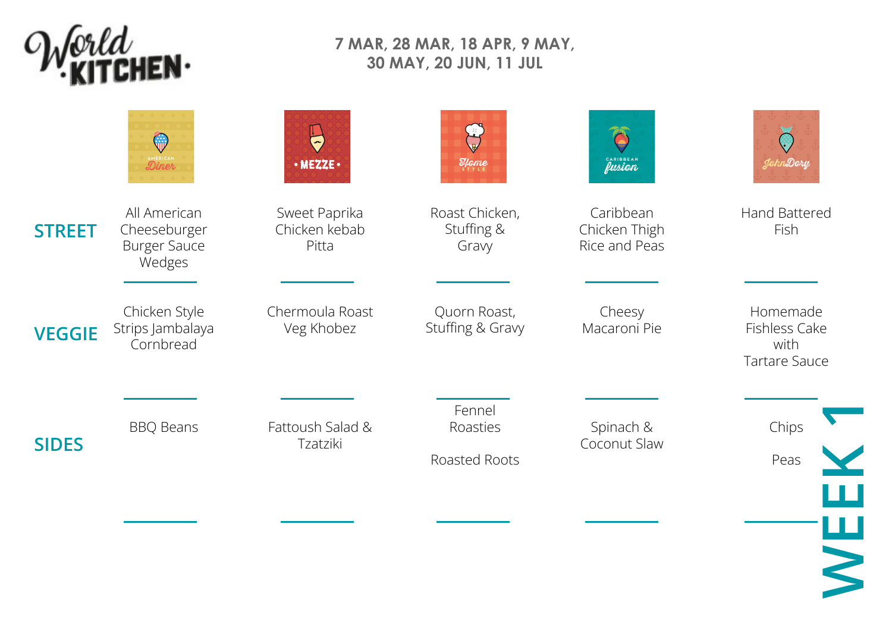# World Kitchen

**7 MAR, 28 MAR, 18 APR, 9 MAY, 30 MAY, 20 JUN, 11 JUL**

## WEEK 1

| | American Diner | Mezze | Home Style | Caribbean Fusion | John Dory |
|---|---|---|---|---|---|
| **STREET** | All American Cheeseburger Burger Sauce Wedges | Sweet Paprika Chicken kebab Pitta | Roast Chicken, Stuffing & Gravy | Caribbean Chicken Thigh Rice and Peas | Hand Battered Fish |
| **VEGGIE** | Chicken Style Strips Jambalaya Cornbread | Chermoula Roast Veg Khobez | Quorn Roast, Stuffing & Gravy | Cheesy Macaroni Pie | Homemade Fishless Cake with Tartare Sauce |
| **SIDES** | BBQ Beans | Fattoush Salad & Tzatziki | Fennel Roasties<br><br>Roasted Roots | Spinach & Coconut Slaw | Chips<br><br>Peas |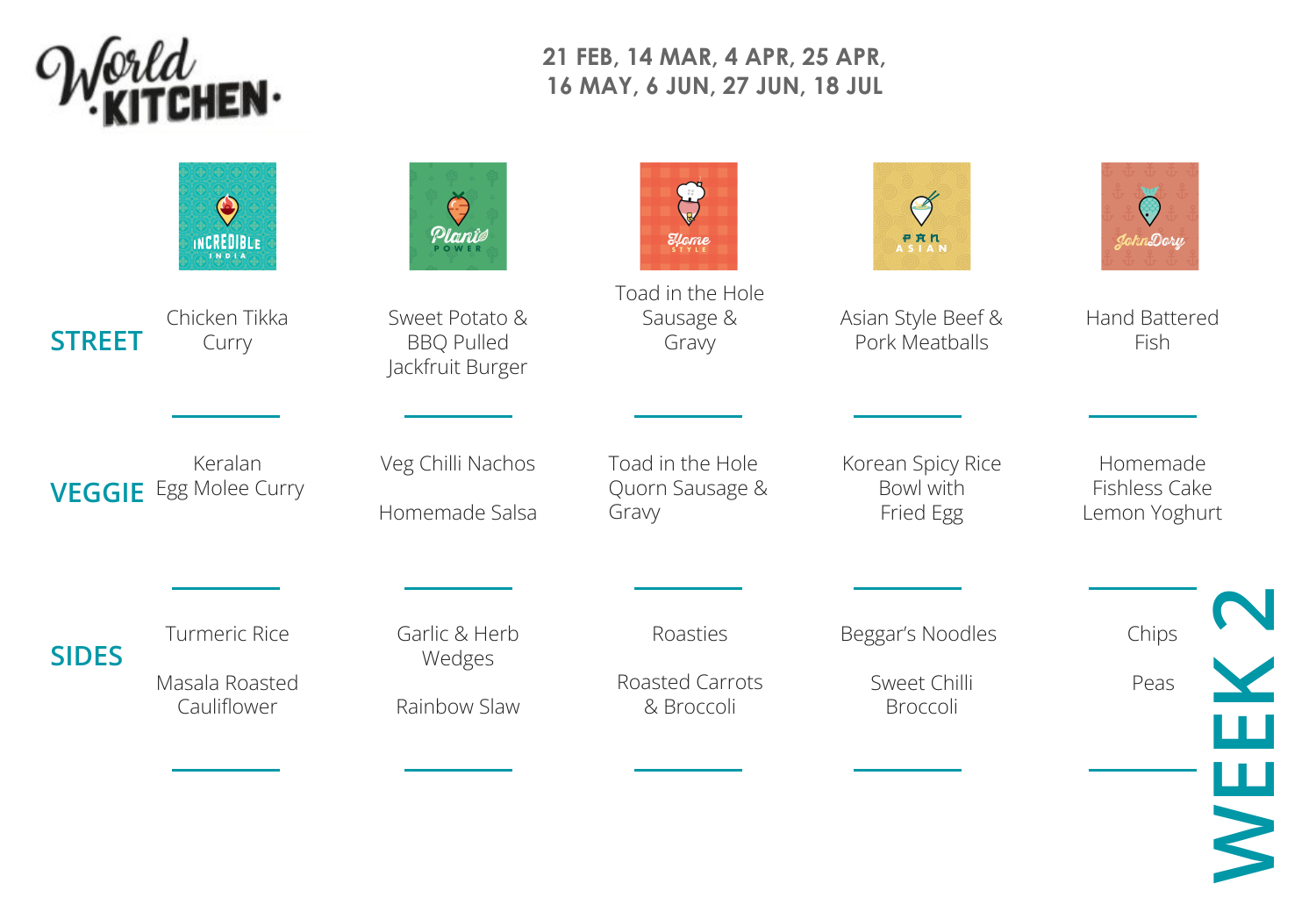# World Kitchen

**21 FEB, 14 MAR, 4 APR, 25 APR, 16 MAY, 6 JUN, 27 JUN, 18 JUL**

## WEEK 2

| | Incredible India | Plant Power | Home Style | Pan Asian | John Dory |
|---|---|---|---|---|---|
| **STREET** | Chicken Tikka Curry | Sweet Potato & BBQ Pulled Jackfruit Burger | Toad in the Hole Sausage & Gravy | Asian Style Beef & Pork Meatballs | Hand Battered Fish |
| **VEGGIE** | Keralan Egg Molee Curry | Veg Chilli Nachos<br><br>Homemade Salsa | Toad in the Hole Quorn Sausage & Gravy | Korean Spicy Rice Bowl with Fried Egg | Homemade Fishless Cake Lemon Yoghurt |
| **SIDES** | Turmeric Rice<br><br>Masala Roasted Cauliflower | Garlic & Herb Wedges<br><br>Rainbow Slaw | Roasties<br><br>Roasted Carrots & Broccoli | Beggar's Noodles<br><br>Sweet Chilli Broccoli | Chips<br><br>Peas |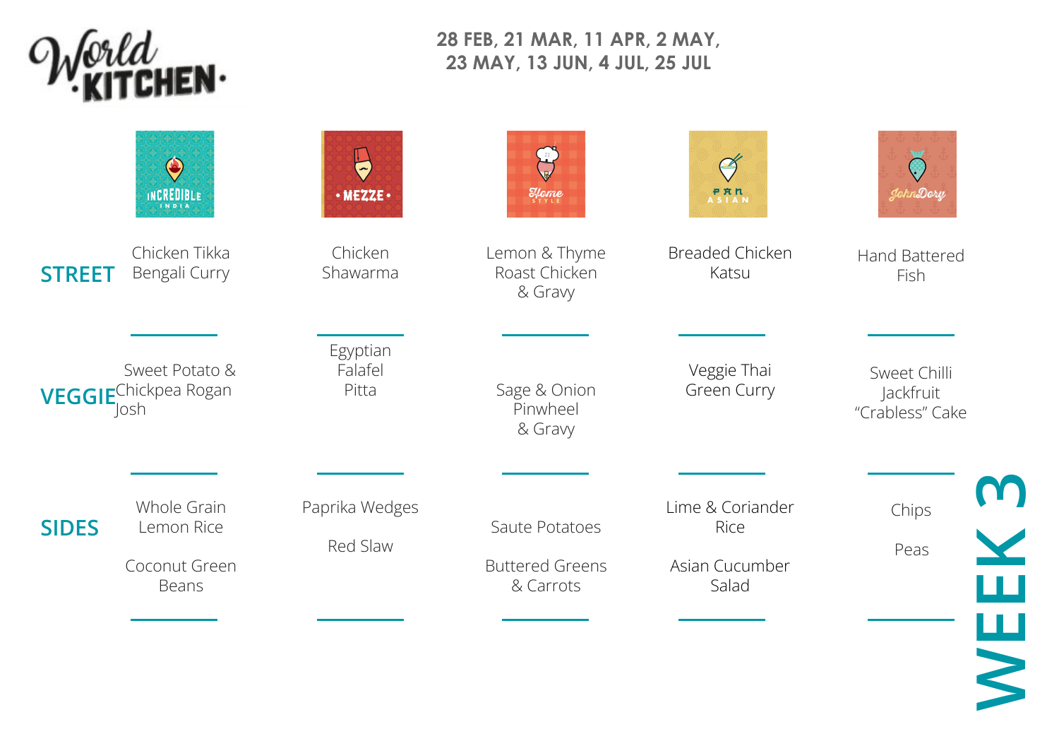# World Kitchen

**28 FEB, 21 MAR, 11 APR, 2 MAY, 23 MAY, 13 JUN, 4 JUL, 25 JUL**

## WEEK 3

| | INCREDIBLE INDIA | MEZZE | Home STYLE | PAN ASIAN | JohnDory |
|---|---|---|---|---|---|
| **STREET** | Chicken Tikka Bengali Curry | Chicken Shawarma | Lemon & Thyme Roast Chicken & Gravy | Breaded Chicken Katsu | Hand Battered Fish |
| **VEGGIE** | Sweet Potato & Chickpea Rogan Josh | Egyptian Falafel Pitta | Sage & Onion Pinwheel & Gravy | Veggie Thai Green Curry | Sweet Chilli Jackfruit "Crabless" Cake |
| **SIDES** | Whole Grain Lemon Rice<br><br>Coconut Green Beans | Paprika Wedges<br><br>Red Slaw | Saute Potatoes<br><br>Buttered Greens & Carrots | Lime & Coriander Rice<br><br>Asian Cucumber Salad | Chips<br><br>Peas |